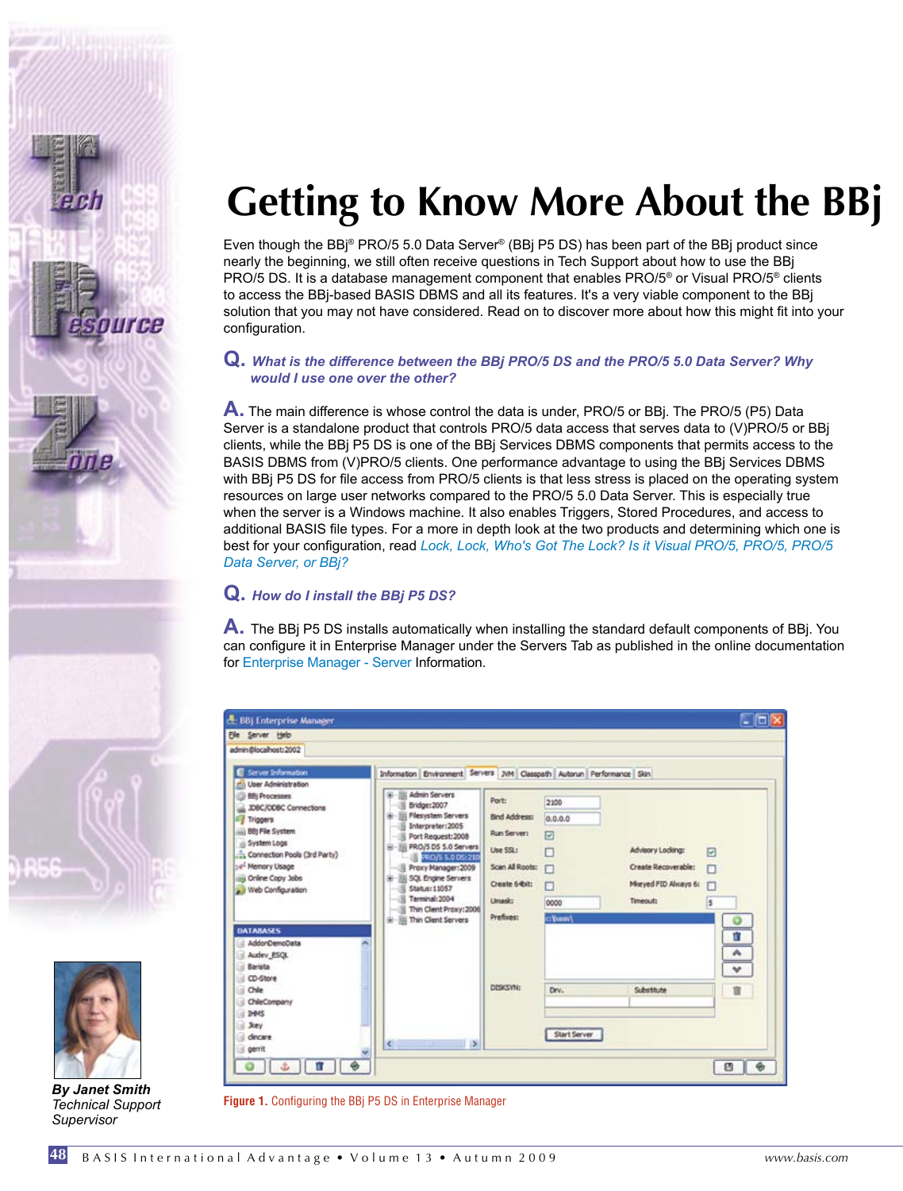# Getting to Know More About the BBj

Even though the BBj® PRO/5 5.0 Data Server® (BBj P5 DS) has been part of the BBj product since nearly the beginning, we still often receive questions in Tech Support about how to use the BBj PRO/5 DS. It is a database management component that enables PRO/5® or Visual PRO/5® clients to access the BBj-based BASIS DBMS and all its features. It's a very viable component to the BBj solution that you may not have considered. Read on to discover more about how this might fit into your configuration.

**Q.** ***What is the difference between the BBj PRO/5 DS and the PRO/5 5.0 Data Server? Why would I use one over the other?***

**A.** The main difference is whose control the data is under, PRO/5 or BBj. The PRO/5 (P5) Data Server is a standalone product that controls PRO/5 data access that serves data to (V)PRO/5 or BBj clients, while the BBj P5 DS is one of the BBj Services DBMS components that permits access to the BASIS DBMS from (V)PRO/5 clients. One performance advantage to using the BBj Services DBMS with BBj P5 DS for file access from PRO/5 clients is that less stress is placed on the operating system resources on large user networks compared to the PRO/5 5.0 Data Server. This is especially true when the server is a Windows machine. It also enables Triggers, Stored Procedures, and access to additional BASIS file types. For a more in depth look at the two products and determining which one is best for your configuration, read *Lock, Lock, Who's Got The Lock? Is it Visual PRO/5, PRO/5, PRO/5 Data Server, or BBj?*

**Q.** ***How do I install the BBj P5 DS?***

**A.** The BBj P5 DS installs automatically when installing the standard default components of BBj. You can configure it in Enterprise Manager under the Servers Tab as published in the online documentation for Enterprise Manager - Server Information.

**Figure 1.** Configuring the BBj P5 DS in Enterprise Manager

***By Janet Smith***
*Technical Support Supervisor*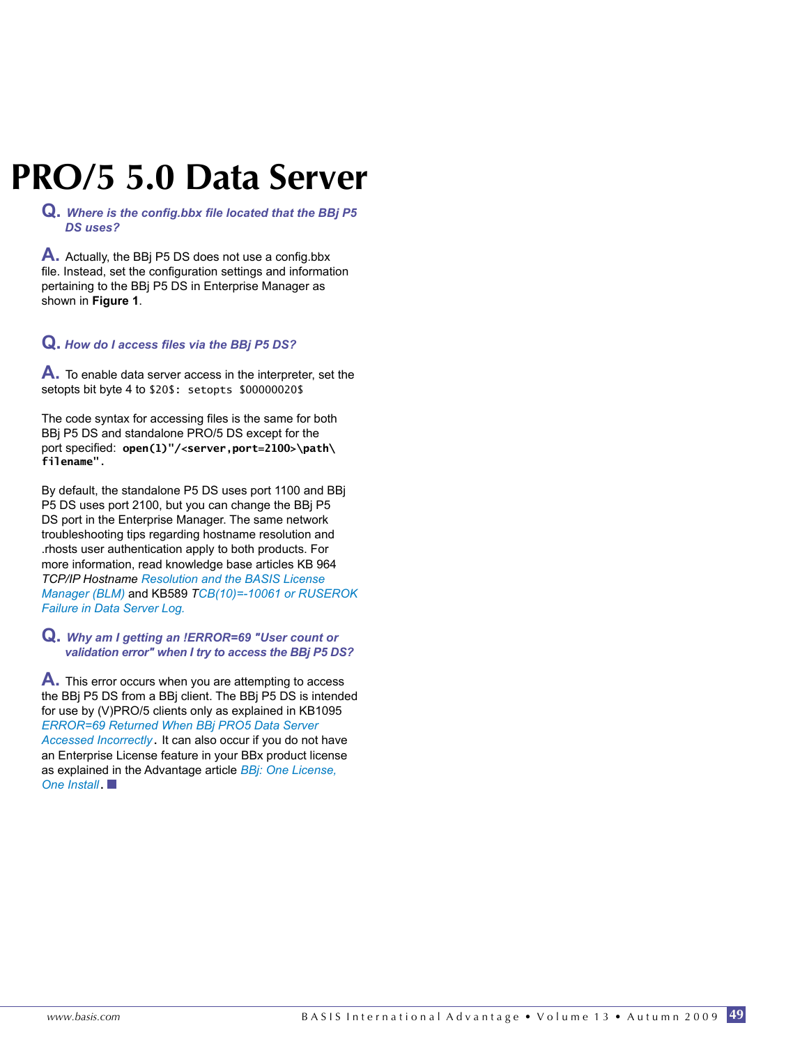# PRO/5 5.0 Data Server

**Q.** ***Where is the config.bbx file located that the BBj P5 DS uses?***

**A.** Actually, the BBj P5 DS does not use a config.bbx file. Instead, set the configuration settings and information pertaining to the BBj P5 DS in Enterprise Manager as shown in **Figure 1**.

**Q.** ***How do I access files via the BBj P5 DS?***

**A.** To enable data server access in the interpreter, set the setopts bit byte 4 to `$20$: setopts $00000020$`

The code syntax for accessing files is the same for both BBj P5 DS and standalone PRO/5 DS except for the port specified: **`open(1)"/<server,port=2100>\path\filename".`**

By default, the standalone P5 DS uses port 1100 and BBj P5 DS uses port 2100, but you can change the BBj P5 DS port in the Enterprise Manager. The same network troubleshooting tips regarding hostname resolution and .rhosts user authentication apply to both products. For more information, read knowledge base articles KB 964 *TCP/IP Hostname Resolution and the BASIS License Manager (BLM)* and KB589 *TCB(10)=-10061 or RUSEROK Failure in Data Server Log.*

**Q.** ***Why am I getting an !ERROR=69 "User count or validation error" when I try to access the BBj P5 DS?***

**A.** This error occurs when you are attempting to access the BBj P5 DS from a BBj client. The BBj P5 DS is intended for use by (V)PRO/5 clients only as explained in KB1095 *ERROR=69 Returned When BBj PRO5 Data Server Accessed Incorrectly*. It can also occur if you do not have an Enterprise License feature in your BBx product license as explained in the Advantage article *BBj: One License, One Install*. ■